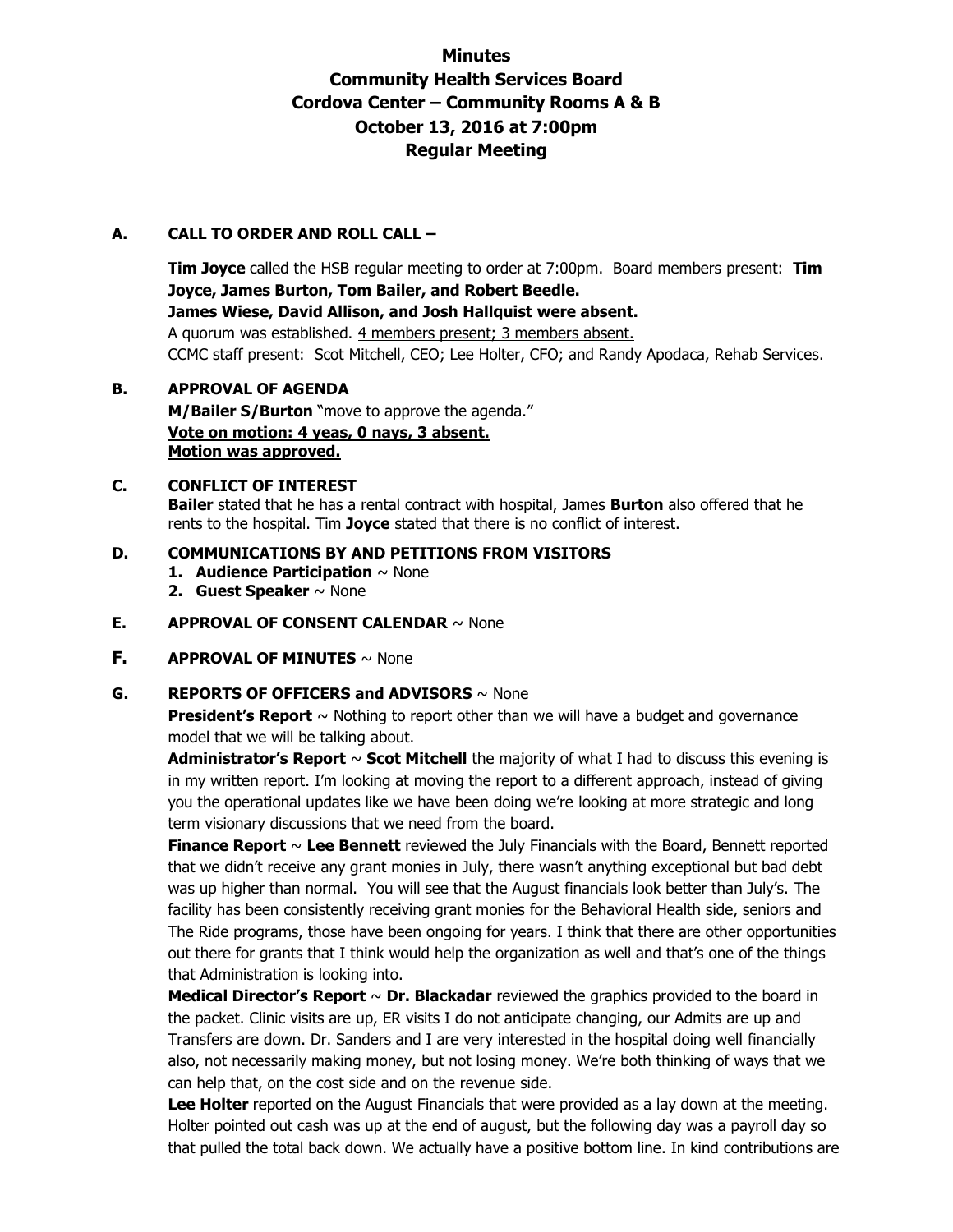# Minutes
# Community Health Services Board
# Cordova Center – Community Rooms A & B
# October 13, 2016 at 7:00pm
# Regular Meeting

**A. CALL TO ORDER AND ROLL CALL –**

**Tim Joyce** called the HSB regular meeting to order at 7:00pm. Board members present: **Tim Joyce, James Burton, Tom Bailer, and Robert Beedle.**
**James Wiese, David Allison, and Josh Hallquist were absent.**
A quorum was established. 4 members present; 3 members absent.
CCMC staff present: Scot Mitchell, CEO; Lee Holter, CFO; and Randy Apodaca, Rehab Services.

**B. APPROVAL OF AGENDA**

**M/Bailer S/Burton** "move to approve the agenda."
**Vote on motion: 4 yeas, 0 nays, 3 absent.**
**Motion was approved.**

**C. CONFLICT OF INTEREST**

**Bailer** stated that he has a rental contract with hospital, James **Burton** also offered that he rents to the hospital. Tim **Joyce** stated that there is no conflict of interest.

**D. COMMUNICATIONS BY AND PETITIONS FROM VISITORS**

1. **Audience Participation** ~ None
2. **Guest Speaker** ~ None

**E. APPROVAL OF CONSENT CALENDAR** ~ None

**F. APPROVAL OF MINUTES** ~ None

**G. REPORTS OF OFFICERS and ADVISORS** ~ None

**President's Report** ~ Nothing to report other than we will have a budget and governance model that we will be talking about.

**Administrator's Report** ~ **Scot Mitchell** the majority of what I had to discuss this evening is in my written report. I'm looking at moving the report to a different approach, instead of giving you the operational updates like we have been doing we're looking at more strategic and long term visionary discussions that we need from the board.

**Finance Report** ~ **Lee Bennett** reviewed the July Financials with the Board, Bennett reported that we didn't receive any grant monies in July, there wasn't anything exceptional but bad debt was up higher than normal. You will see that the August financials look better than July's. The facility has been consistently receiving grant monies for the Behavioral Health side, seniors and The Ride programs, those have been ongoing for years. I think that there are other opportunities out there for grants that I think would help the organization as well and that's one of the things that Administration is looking into.

**Medical Director's Report** ~ **Dr. Blackadar** reviewed the graphics provided to the board in the packet. Clinic visits are up, ER visits I do not anticipate changing, our Admits are up and Transfers are down. Dr. Sanders and I are very interested in the hospital doing well financially also, not necessarily making money, but not losing money. We're both thinking of ways that we can help that, on the cost side and on the revenue side.

**Lee Holter** reported on the August Financials that were provided as a lay down at the meeting. Holter pointed out cash was up at the end of august, but the following day was a payroll day so that pulled the total back down. We actually have a positive bottom line. In kind contributions are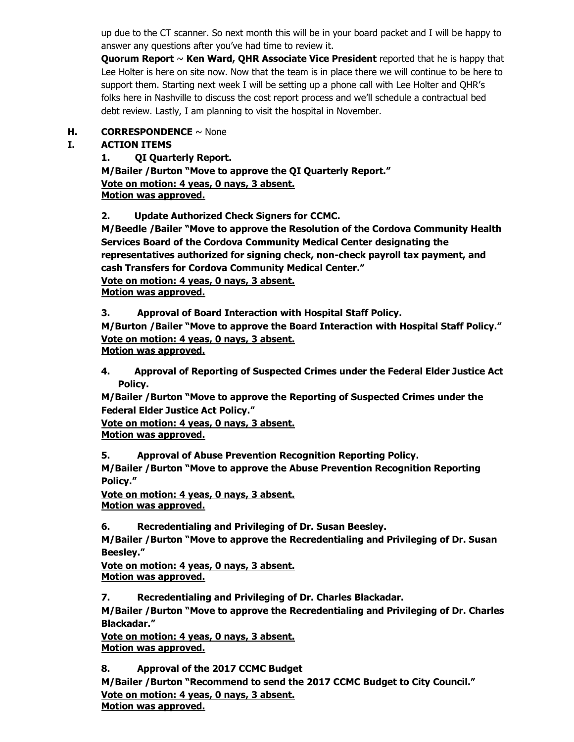up due to the CT scanner. So next month this will be in your board packet and I will be happy to answer any questions after you've had time to review it.

**Quorum Report** ~ **Ken Ward, QHR Associate Vice President** reported that he is happy that Lee Holter is here on site now. Now that the team is in place there we will continue to be here to support them. Starting next week I will be setting up a phone call with Lee Holter and QHR's folks here in Nashville to discuss the cost report process and we'll schedule a contractual bed debt review. Lastly, I am planning to visit the hospital in November.

**H. CORRESPONDENCE** ~ None

**I. ACTION ITEMS**

**1. QI Quarterly Report.**
**M/Bailer /Burton "Move to approve the QI Quarterly Report."**
**Vote on motion: 4 yeas, 0 nays, 3 absent.**
**Motion was approved.**

**2. Update Authorized Check Signers for CCMC.**
**M/Beedle /Bailer "Move to approve the Resolution of the Cordova Community Health Services Board of the Cordova Community Medical Center designating the representatives authorized for signing check, non-check payroll tax payment, and cash Transfers for Cordova Community Medical Center."**
**Vote on motion: 4 yeas, 0 nays, 3 absent.**
**Motion was approved.**

**3. Approval of Board Interaction with Hospital Staff Policy.**
**M/Burton /Bailer "Move to approve the Board Interaction with Hospital Staff Policy."**
**Vote on motion: 4 yeas, 0 nays, 3 absent.**
**Motion was approved.**

**4. Approval of Reporting of Suspected Crimes under the Federal Elder Justice Act Policy.**
**M/Bailer /Burton "Move to approve the Reporting of Suspected Crimes under the Federal Elder Justice Act Policy."**
**Vote on motion: 4 yeas, 0 nays, 3 absent.**
**Motion was approved.**

**5. Approval of Abuse Prevention Recognition Reporting Policy.**
**M/Bailer /Burton "Move to approve the Abuse Prevention Recognition Reporting Policy."**
**Vote on motion: 4 yeas, 0 nays, 3 absent.**
**Motion was approved.**

**6. Recredentialing and Privileging of Dr. Susan Beesley.**
**M/Bailer /Burton "Move to approve the Recredentialing and Privileging of Dr. Susan Beesley."**
**Vote on motion: 4 yeas, 0 nays, 3 absent.**
**Motion was approved.**

**7. Recredentialing and Privileging of Dr. Charles Blackadar.**
**M/Bailer /Burton "Move to approve the Recredentialing and Privileging of Dr. Charles Blackadar."**
**Vote on motion: 4 yeas, 0 nays, 3 absent.**
**Motion was approved.**

**8. Approval of the 2017 CCMC Budget**
**M/Bailer /Burton "Recommend to send the 2017 CCMC Budget to City Council."**
**Vote on motion: 4 yeas, 0 nays, 3 absent.**
**Motion was approved.**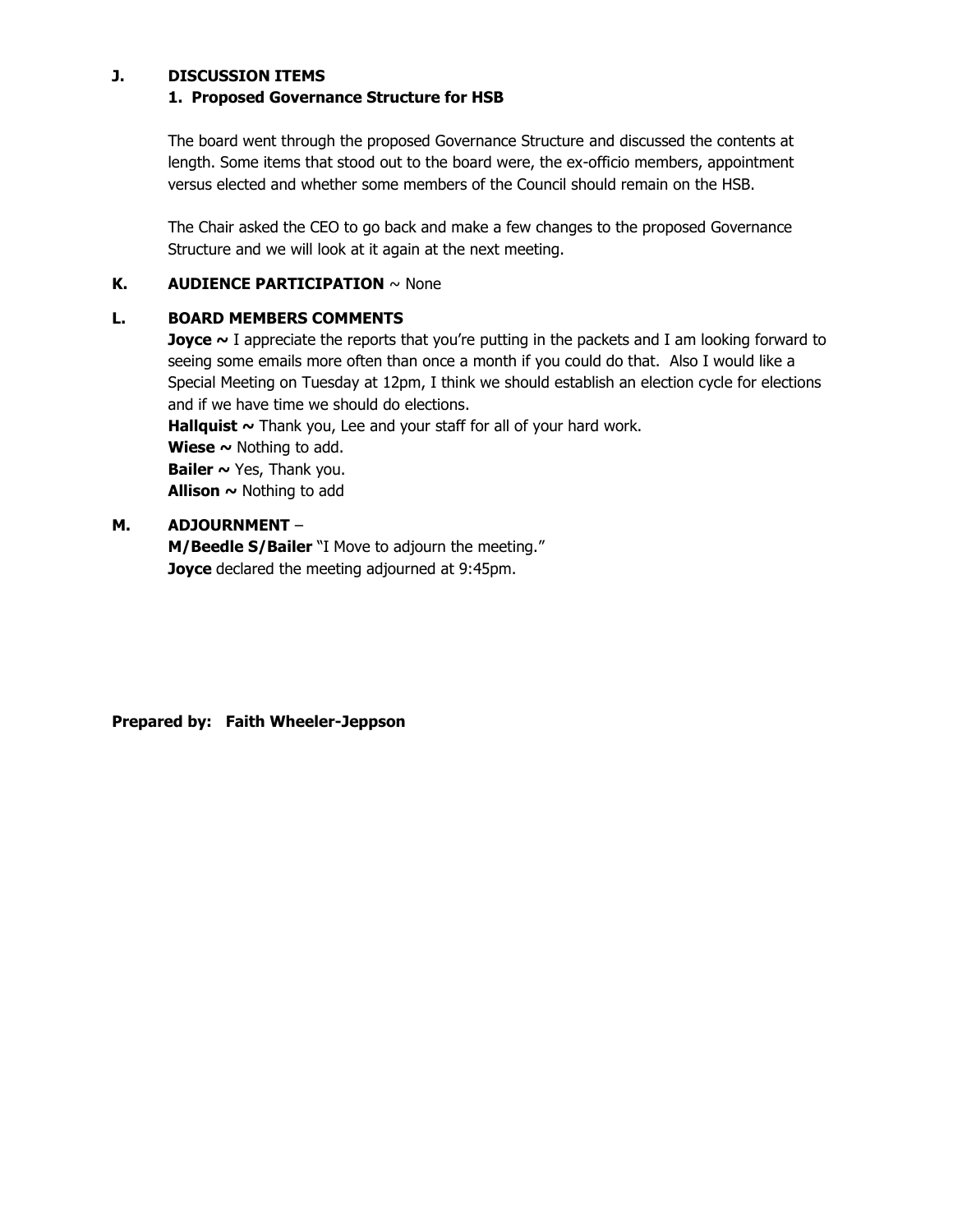## J. DISCUSSION ITEMS

### 1. Proposed Governance Structure for HSB

The board went through the proposed Governance Structure and discussed the contents at length. Some items that stood out to the board were, the ex-officio members, appointment versus elected and whether some members of the Council should remain on the HSB.

The Chair asked the CEO to go back and make a few changes to the proposed Governance Structure and we will look at it again at the next meeting.

## K. AUDIENCE PARTICIPATION ~ None

## L. BOARD MEMBERS COMMENTS

**Joyce ~** I appreciate the reports that you're putting in the packets and I am looking forward to seeing some emails more often than once a month if you could do that. Also I would like a Special Meeting on Tuesday at 12pm, I think we should establish an election cycle for elections and if we have time we should do elections.
**Hallquist ~** Thank you, Lee and your staff for all of your hard work.
**Wiese ~** Nothing to add.
**Bailer ~** Yes, Thank you.
**Allison ~** Nothing to add

## M. ADJOURNMENT –

**M/Beedle S/Bailer** "I Move to adjourn the meeting."
**Joyce** declared the meeting adjourned at 9:45pm.

**Prepared by: Faith Wheeler-Jeppson**